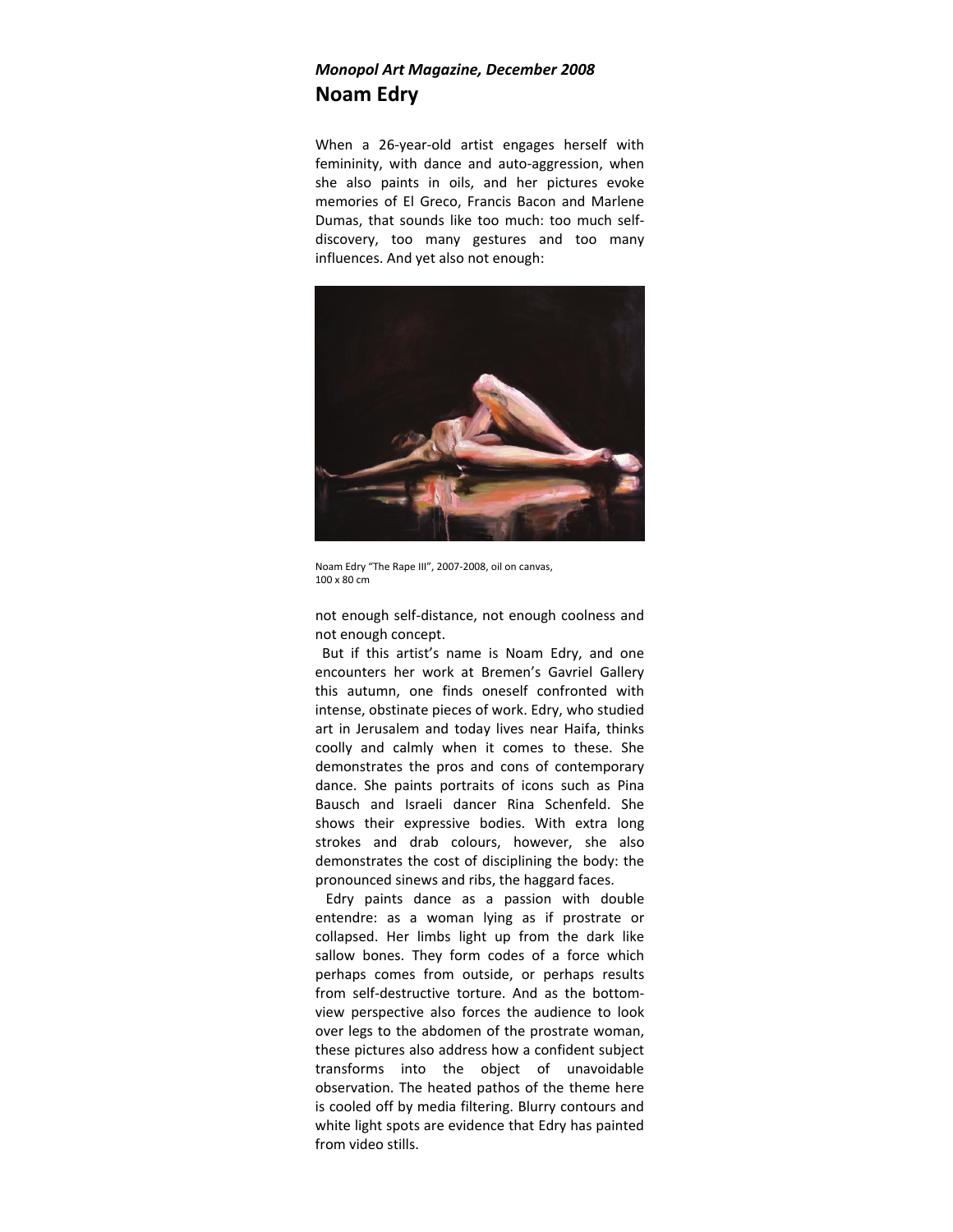*Monopol Art Magazine, December 2008*

# Noam Edry

When a 26-year-old artist engages herself with femininity, with dance and auto-aggression, when she also paints in oils, and her pictures evoke memories of El Greco, Francis Bacon and Marlene Dumas, that sounds like too much: too much self-discovery, too many gestures and too many influences. And yet also not enough:

Noam Edry “The Rape III”, 2007-2008, oil on canvas, 100 x 80 cm

not enough self-distance, not enough coolness and not enough concept.

But if this artist’s name is Noam Edry, and one encounters her work at Bremen’s Gavriel Gallery this autumn, one finds oneself confronted with intense, obstinate pieces of work. Edry, who studied art in Jerusalem and today lives near Haifa, thinks coolly and calmly when it comes to these. She demonstrates the pros and cons of contemporary dance. She paints portraits of icons such as Pina Bausch and Israeli dancer Rina Schenfeld. She shows their expressive bodies. With extra long strokes and drab colours, however, she also demonstrates the cost of disciplining the body: the pronounced sinews and ribs, the haggard faces.

Edry paints dance as a passion with double entendre: as a woman lying as if prostrate or collapsed. Her limbs light up from the dark like sallow bones. They form codes of a force which perhaps comes from outside, or perhaps results from self-destructive torture. And as the bottom-view perspective also forces the audience to look over legs to the abdomen of the prostrate woman, these pictures also address how a confident subject transforms into the object of unavoidable observation. The heated pathos of the theme here is cooled off by media filtering. Blurry contours and white light spots are evidence that Edry has painted from video stills.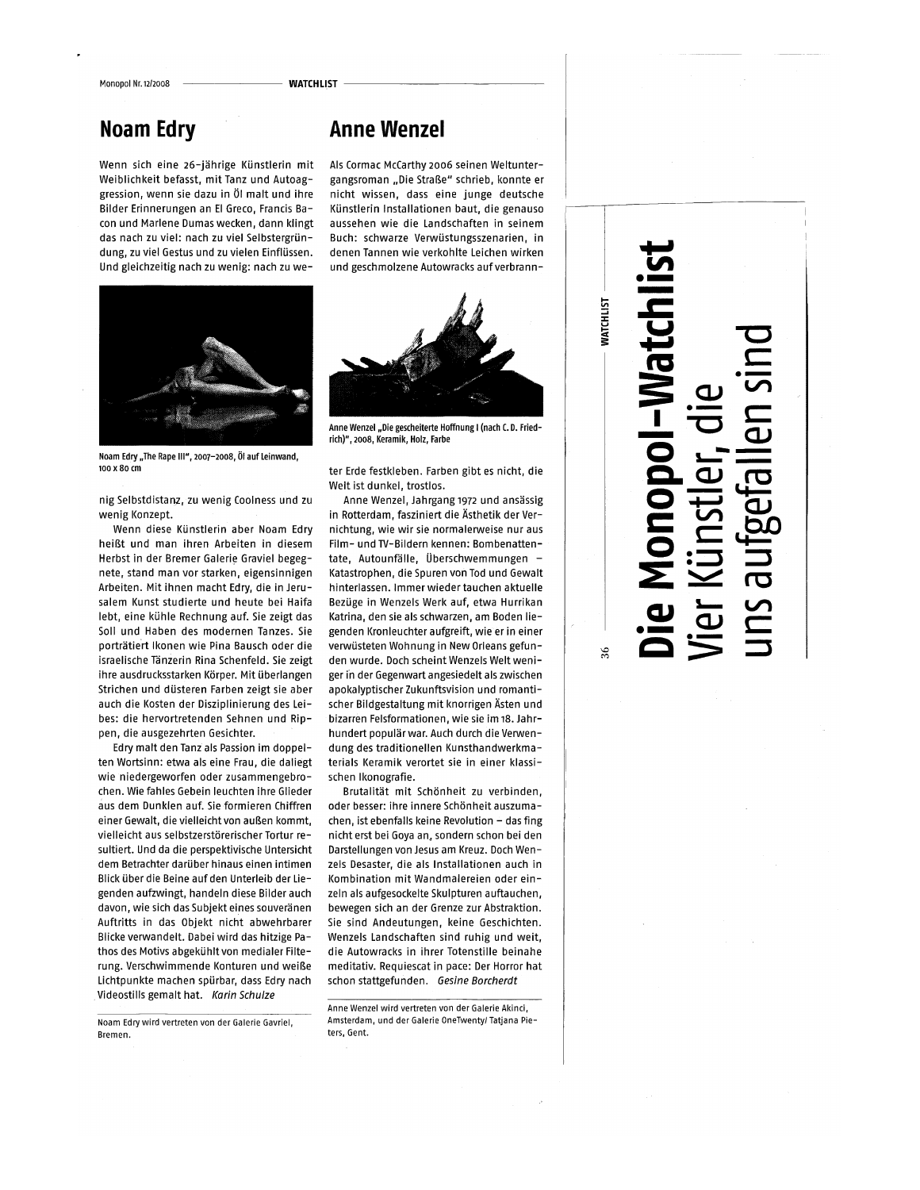# Die Monopol-Watchlist
## Vier Künstler, die uns aufgefallen sind

## Noam Edry

Wenn sich eine 26-jährige Künstlerin mit Weiblichkeit befasst, mit Tanz und Autoaggression, wenn sie dazu in Öl malt und ihre Bilder Erinnerungen an El Greco, Francis Bacon und Marlene Dumas wecken, dann klingt das nach zu viel: nach zu viel Selbstergründung, zu viel Gestus und zu vielen Einflüssen. Und gleichzeitig nach zu wenig: nach zu wenig Selbstdistanz, zu wenig Coolness und zu wenig Konzept.

Noam Edry „The Rape III", 2007–2008, Öl auf Leinwand, 100 x 80 cm

Wenn diese Künstlerin aber Noam Edry heißt und man ihren Arbeiten in diesem Herbst in der Bremer Galerie Graviel begegnete, stand man vor starken, eigensinnigen Arbeiten. Mit ihnen macht Edry, die in Jerusalem Kunst studierte und heute bei Haifa lebt, eine kühle Rechnung auf. Sie zeigt das Soll und Haben des modernen Tanzes. Sie porträtiert Ikonen wie Pina Bausch oder die israelische Tänzerin Rina Schenfeld. Sie zeigt ihre ausdrucksstarken Körper. Mit überlangen Strichen und düsteren Farben zeigt sie aber auch die Kosten der Disziplinierung des Leibes: die hervortretenden Sehnen und Rippen, die ausgezehrten Gesichter.

Edry malt den Tanz als Passion im doppelten Wortsinn: etwa als eine Frau, die daliegt wie niedergeworfen oder zusammengebrochen. Wie fahles Gebein leuchten ihre Glieder aus dem Dunklen auf. Sie formieren Chiffren einer Gewalt, die vielleicht von außen kommt, vielleicht aus selbstzerstörerischer Tortur resultiert. Und da die perspektivische Untersicht dem Betrachter darüber hinaus einen intimen Blick über die Beine auf den Unterleib der Liegenden aufzwingt, handeln diese Bilder auch davon, wie sich das Subjekt eines souveränen Auftritts in das Objekt nicht abwehrbarer Blicke verwandelt. Dabei wird das hitzige Pathos des Motivs abgekühlt von medialer Filterung. Verschwimmende Konturen und weiße Lichtpunkte machen spürbar, dass Edry nach Videostills gemalt hat. *Karin Schulze*

Noam Edry wird vertreten von der Galerie Gavriel, Bremen.

## Anne Wenzel

Als Cormac McCarthy 2006 seinen Weltuntergangsroman „Die Straße" schrieb, konnte er nicht wissen, dass eine junge deutsche Künstlerin Installationen baut, die genauso aussehen wie die Landschaften in seinem Buch: schwarze Verwüstungsszenarien, in denen Tannen wie verkohlte Leichen wirken und geschmolzene Autowracks auf verbrannter Erde festkleben. Farben gibt es nicht, die Welt ist dunkel, trostlos.

Anne Wenzel „Die gescheiterte Hoffnung I (nach C. D. Friedrich)", 2008, Keramik, Holz, Farbe

Anne Wenzel, Jahrgang 1972 und ansässig in Rotterdam, fasziniert die Ästhetik der Vernichtung, wie wir sie normalerweise nur aus Film- und TV-Bildern kennen: Bombenattentate, Autounfälle, Überschwemmungen – Katastrophen, die Spuren von Tod und Gewalt hinterlassen. Immer wieder tauchen aktuelle Bezüge in Wenzels Werk auf, etwa Hurrikan Katrina, den sie als schwarzen, am Boden liegenden Kronleuchter aufgreift, wie er in einer verwüsteten Wohnung in New Orleans gefunden wurde. Doch scheint Wenzels Welt weniger in der Gegenwart angesiedelt als zwischen apokalyptischer Zukunftsvision und romantischer Bildgestaltung mit knorrigen Ästen und bizarren Felsformationen, wie sie im 18. Jahrhundert populär war. Auch durch die Verwendung des traditionellen Kunsthandwerkmaterials Keramik verortet sie in einer klassischen Ikonografie.

Brutalität mit Schönheit zu verbinden, oder besser: ihre innere Schönheit auszumachen, ist ebenfalls keine Revolution – das fing nicht erst bei Goya an, sondern schon bei den Darstellungen von Jesus am Kreuz. Doch Wenzels Desaster, die als Installationen auch in Kombination mit Wandmalereien oder einzeln als aufgesockelte Skulpturen auftauchen, bewegen sich an der Grenze zur Abstraktion. Sie sind Andeutungen, keine Geschichten. Wenzels Landschaften sind ruhig und weit, die Autowracks in ihrer Totenstille beinahe meditativ. Requiescat in pace: Der Horror hat schon stattgefunden. *Gesine Borcherdt*

Anne Wenzel wird vertreten von der Galerie Akinci, Amsterdam, und der Galerie OneTwenty/ Tatjana Pieters, Gent.